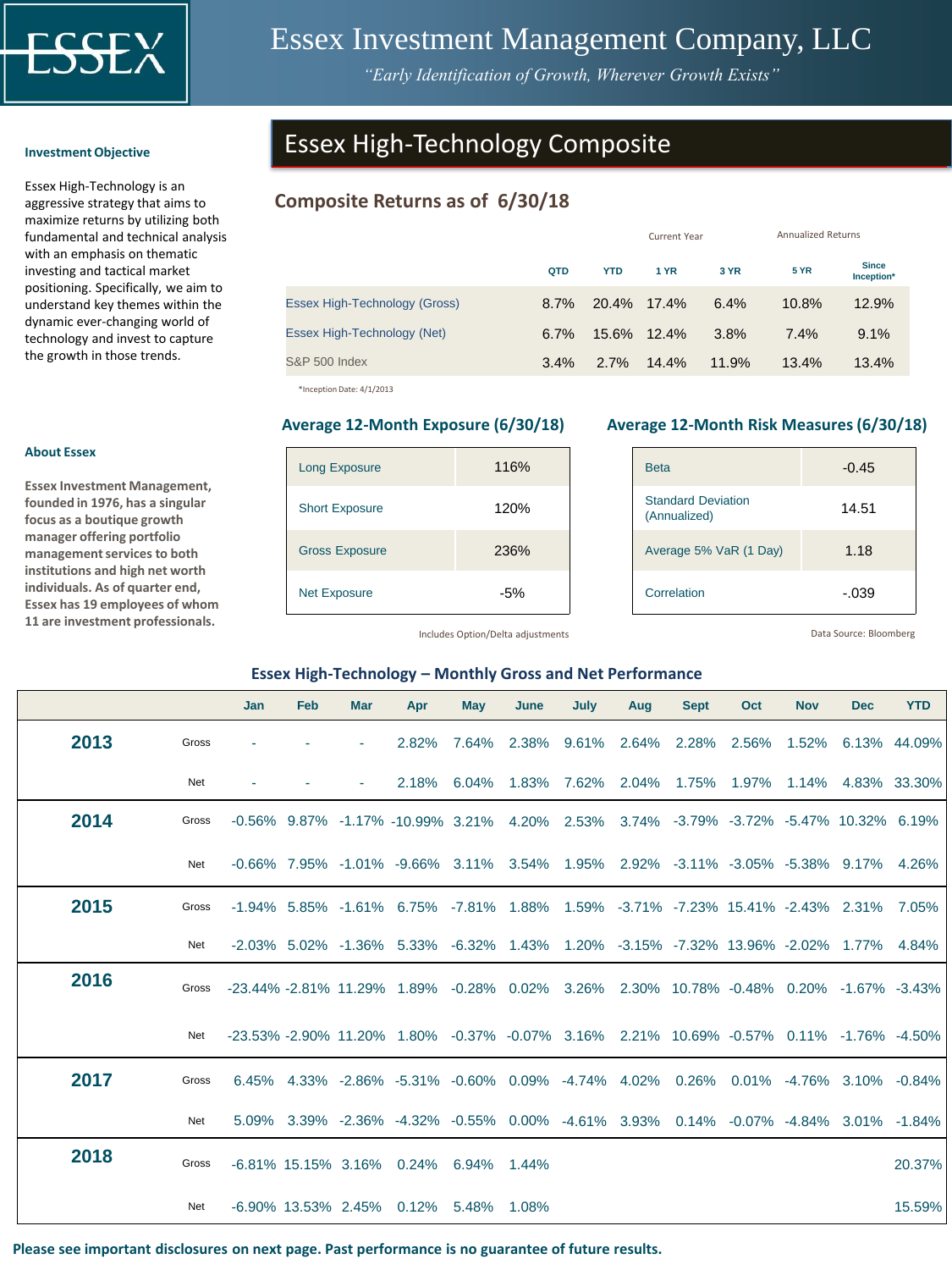# Essex Investment Management Company, LLC

*"Early Identification of Growth, Wherever Growth Exists"*

### Investment Objective

Essex High-Technology is an aggressive strategy that aims to maximize returns by utilizing both fundamental and technical analysis with an emphasis on thematic investing and tactical market positioning. Specifically, we aim to understand key themes within the dynamic ever-changing world of technology and invest to capture the growth in those trends.

### About Essex

**Essex Investment Management, founded in 1976, has a singular focus as a boutique growth manager offering portfolio management services to both institutions and high net worth individuals. As of quarter end, Essex has 19 employees of whom 11 are investment professionals.**

## Essex High-Technology Composite

### Composite Returns as of 6/30/18

| | Current Year | | Annualized Returns | | | |
|---|---|---|---|---|---|---|
| | QTD | YTD | 1 YR | 3 YR | 5 YR | Since Inception* |
| Essex High-Technology (Gross) | 8.7% | 20.4% | 17.4% | 6.4% | 10.8% | 12.9% |
| Essex High-Technology (Net) | 6.7% | 15.6% | 12.4% | 3.8% | 7.4% | 9.1% |
| S&P 500 Index | 3.4% | 2.7% | 14.4% | 11.9% | 13.4% | 13.4% |

*Inception Date: 4/1/2013

### Average 12-Month Exposure (6/30/18)

| | |
|---|---|
| Long Exposure | 116% |
| Short Exposure | 120% |
| Gross Exposure | 236% |
| Net Exposure | -5% |

Includes Option/Delta adjustments

### Average 12-Month Risk Measures (6/30/18)

| | |
|---|---|
| Beta | -0.45 |
| Standard Deviation (Annualized) | 14.51 |
| Average 5% VaR (1 Day) | 1.18 |
| Correlation | -.039 |

Data Source: Bloomberg

### Essex High-Technology – Monthly Gross and Net Performance

| | | Jan | Feb | Mar | Apr | May | June | July | Aug | Sept | Oct | Nov | Dec | YTD |
|---|---|---|---|---|---|---|---|---|---|---|---|---|---|---|
| **2013** | Gross | - | - | - | 2.82% | 7.64% | 2.38% | 9.61% | 2.64% | 2.28% | 2.56% | 1.52% | 6.13% | 44.09% |
| | Net | - | - | - | 2.18% | 6.04% | 1.83% | 7.62% | 2.04% | 1.75% | 1.97% | 1.14% | 4.83% | 33.30% |
| **2014** | Gross | -0.56% | 9.87% | -1.17% | -10.99% | 3.21% | 4.20% | 2.53% | 3.74% | -3.79% | -3.72% | -5.47% | 10.32% | 6.19% |
| | Net | -0.66% | 7.95% | -1.01% | -9.66% | 3.11% | 3.54% | 1.95% | 2.92% | -3.11% | -3.05% | -5.38% | 9.17% | 4.26% |
| **2015** | Gross | -1.94% | 5.85% | -1.61% | 6.75% | -7.81% | 1.88% | 1.59% | -3.71% | -7.23% | 15.41% | -2.43% | 2.31% | 7.05% |
| | Net | -2.03% | 5.02% | -1.36% | 5.33% | -6.32% | 1.43% | 1.20% | -3.15% | -7.32% | 13.96% | -2.02% | 1.77% | 4.84% |
| **2016** | Gross | -23.44% | -2.81% | 11.29% | 1.89% | -0.28% | 0.02% | 3.26% | 2.30% | 10.78% | -0.48% | 0.20% | -1.67% | -3.43% |
| | Net | -23.53% | -2.90% | 11.20% | 1.80% | -0.37% | -0.07% | 3.16% | 2.21% | 10.69% | -0.57% | 0.11% | -1.76% | -4.50% |
| **2017** | Gross | 6.45% | 4.33% | -2.86% | -5.31% | -0.60% | 0.09% | -4.74% | 4.02% | 0.26% | 0.01% | -4.76% | 3.10% | -0.84% |
| | Net | 5.09% | 3.39% | -2.36% | -4.32% | -0.55% | 0.00% | -4.61% | 3.93% | 0.14% | -0.07% | -4.84% | 3.01% | -1.84% |
| **2018** | Gross | -6.81% | 15.15% | 3.16% | 0.24% | 6.94% | 1.44% | | | | | | | 20.37% |
| | Net | -6.90% | 13.53% | 2.45% | 0.12% | 5.48% | 1.08% | | | | | | | 15.59% |

**Please see important disclosures on next page. Past performance is no guarantee of future results.**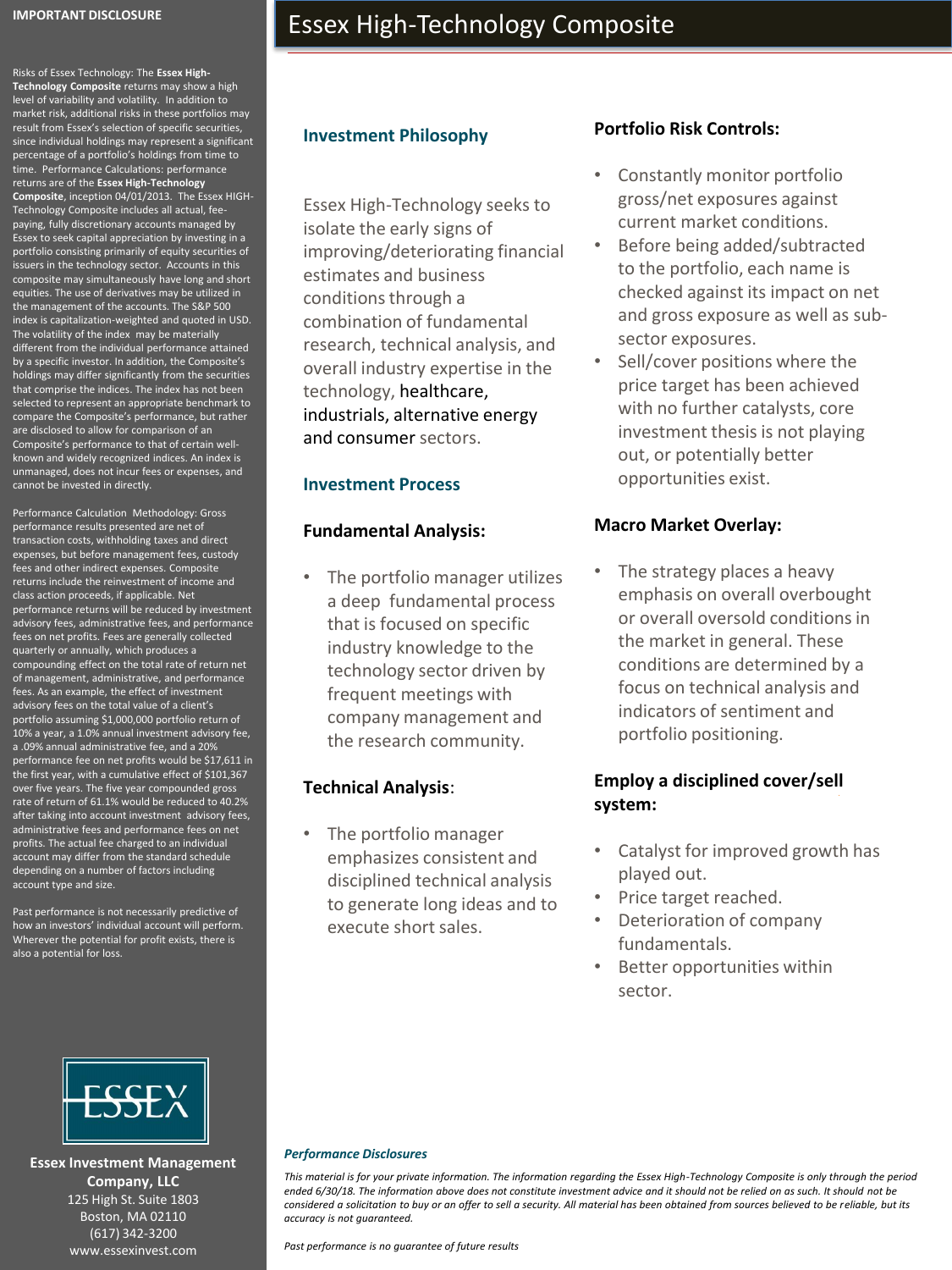# Essex High-Technology Composite

## Investment Philosophy

Essex High-Technology seeks to isolate the early signs of improving/deteriorating financial estimates and business conditions through a combination of fundamental research, technical analysis, and overall industry expertise in the technology, healthcare, industrials, alternative energy and consumer sectors.

## Investment Process

### Fundamental Analysis:

- The portfolio manager utilizes a deep fundamental process that is focused on specific industry knowledge to the technology sector driven by frequent meetings with company management and the research community.

### Technical Analysis:

- The portfolio manager emphasizes consistent and disciplined technical analysis to generate long ideas and to execute short sales.

### Portfolio Risk Controls:

- Constantly monitor portfolio gross/net exposures against current market conditions.
- Before being added/subtracted to the portfolio, each name is checked against its impact on net and gross exposure as well as sub-sector exposures.
- Sell/cover positions where the price target has been achieved with no further catalysts, core investment thesis is not playing out, or potentially better opportunities exist.

### Macro Market Overlay:

- The strategy places a heavy emphasis on overall overbought or overall oversold conditions in the market in general. These conditions are determined by a focus on technical analysis and indicators of sentiment and portfolio positioning.

### Employ a disciplined cover/sell system:

- Catalyst for improved growth has played out.
- Price target reached.
- Deterioration of company fundamentals.
- Better opportunities within sector.

**IMPORTANT DISCLOSURE**

Risks of Essex Technology: The **Essex High-Technology Composite** returns may show a high level of variability and volatility. In addition to market risk, additional risks in these portfolios may result from Essex's selection of specific securities, since individual holdings may represent a significant percentage of a portfolio's holdings from time to time. Performance Calculations: performance returns are of the **Essex High-Technology Composite**, inception 04/01/2013. The Essex HIGH-Technology Composite includes all actual, fee-paying, fully discretionary accounts managed by Essex to seek capital appreciation by investing in a portfolio consisting primarily of equity securities of issuers in the technology sector. Accounts in this composite may simultaneously have long and short equities. The use of derivatives may be utilized in the management of the accounts. The S&P 500 index is capitalization-weighted and quoted in USD. The volatility of the index may be materially different from the individual performance attained by a specific investor. In addition, the Composite's holdings may differ significantly from the securities that comprise the indices. The index has not been selected to represent an appropriate benchmark to compare the Composite's performance, but rather are disclosed to allow for comparison of an Composite's performance to that of certain well-known and widely recognized indices. An index is unmanaged, does not incur fees or expenses, and cannot be invested in directly.

Performance Calculation Methodology: Gross performance results presented are net of transaction costs, withholding taxes and direct expenses, but before management fees, custody fees and other indirect expenses. Composite returns include the reinvestment of income and class action proceeds, if applicable. Net performance returns will be reduced by investment advisory fees, administrative fees, and performance fees on net profits. Fees are generally collected quarterly or annually, which produces a compounding effect on the total rate of return net of management, administrative, and performance fees. As an example, the effect of investment advisory fees on the total value of a client's portfolio assuming $1,000,000 portfolio return of 10% a year, a 1.0% annual investment advisory fee, a .09% annual administrative fee, and a 20% performance fee on net profits would be $17,611 in the first year, with a cumulative effect of $101,367 over five years. The five year compounded gross rate of return of 61.1% would be reduced to 40.2% after taking into account investment advisory fees, administrative fees and performance fees on net profits. The actual fee charged to an individual account may differ from the standard schedule depending on a number of factors including account type and size.

Past performance is not necessarily predictive of how an investors' individual account will perform. Wherever the potential for profit exists, there is also a potential for loss.

ESSEX

**Essex Investment Management Company, LLC**
125 High St. Suite 1803
Boston, MA 02110
(617) 342-3200
www.essexinvest.com

***Performance Disclosures***

*This material is for your private information. The information regarding the Essex High-Technology Composite is only through the period ended 6/30/18. The information above does not constitute investment advice and it should not be relied on as such. It should not be considered a solicitation to buy or an offer to sell a security. All material has been obtained from sources believed to be reliable, but its accuracy is not guaranteed.*

*Past performance is no guarantee of future results*